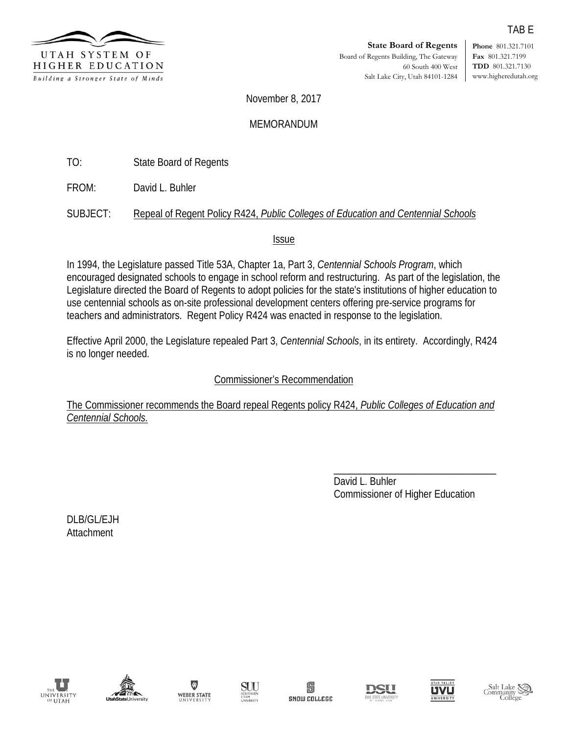TAB E

UTAH SYSTEM OF HIGHER EDUCATION

*Building a Stronger State of Minds*

**State Board of Regents**
Board of Regents Building, The Gateway
60 South 400 West
Salt Lake City, Utah 84101-1284

**Phone** 801.321.7101
**Fax** 801.321.7199
**TDD** 801.321.7130
www.higheredutah.org

November 8, 2017

MEMORANDUM

TO: State Board of Regents

FROM: David L. Buhler

SUBJECT: Repeal of Regent Policy R424, *Public Colleges of Education and Centennial Schools*

## Issue

In 1994, the Legislature passed Title 53A, Chapter 1a, Part 3, *Centennial Schools Program*, which encouraged designated schools to engage in school reform and restructuring. As part of the legislation, the Legislature directed the Board of Regents to adopt policies for the state's institutions of higher education to use centennial schools as on-site professional development centers offering pre-service programs for teachers and administrators. Regent Policy R424 was enacted in response to the legislation.

Effective April 2000, the Legislature repealed Part 3, *Centennial Schools*, in its entirety. Accordingly, R424 is no longer needed.

## Commissioner's Recommendation

The Commissioner recommends the Board repeal Regents policy R424, *Public Colleges of Education and Centennial Schools.*

\_\_\_\_\_\_\_\_\_\_\_\_\_\_\_\_\_\_\_\_\_\_\_\_\_\_\_\_\_\_\_\_
David L. Buhler
Commissioner of Higher Education

DLB/GL/EJH
Attachment

The University of Utah | Utah State University | Weber State University | Southern Utah University | Snow College | Dixie State University | Utah Valley University | Salt Lake Community College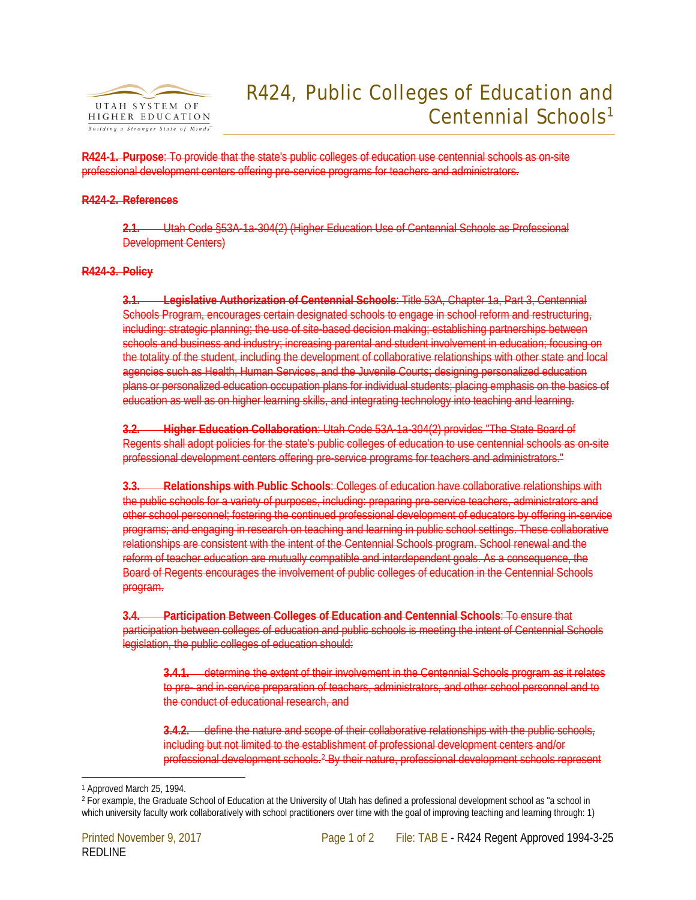# R424, Public Colleges of Education and Centennial Schools[1]

~~**R424-1. Purpose**: To provide that the state's public colleges of education use centennial schools as on-site professional development centers offering pre-service programs for teachers and administrators.~~

~~**R424-2. References**~~

> ~~**2.1.** Utah Code §53A-1a-304(2) (Higher Education Use of Centennial Schools as Professional Development Centers)~~

~~**R424-3. Policy**~~

> ~~**3.1. Legislative Authorization of Centennial Schools**: Title 53A, Chapter 1a, Part 3, Centennial Schools Program, encourages certain designated schools to engage in school reform and restructuring, including: strategic planning; the use of site-based decision making; establishing partnerships between schools and business and industry; increasing parental and student involvement in education; focusing on the totality of the student, including the development of collaborative relationships with other state and local agencies such as Health, Human Services, and the Juvenile Courts; designing personalized education plans or personalized education occupation plans for individual students; placing emphasis on the basics of education as well as on higher learning skills, and integrating technology into teaching and learning.~~
>
> ~~**3.2. Higher Education Collaboration**: Utah Code 53A-1a-304(2) provides "The State Board of Regents shall adopt policies for the state's public colleges of education to use centennial schools as on-site professional development centers offering pre-service programs for teachers and administrators."~~
>
> ~~**3.3. Relationships with Public Schools**: Colleges of education have collaborative relationships with the public schools for a variety of purposes, including: preparing pre-service teachers, administrators and other school personnel; fostering the continued professional development of educators by offering in-service programs; and engaging in research on teaching and learning in public school settings. These collaborative relationships are consistent with the intent of the Centennial Schools program. School renewal and the reform of teacher education are mutually compatible and interdependent goals. As a consequence, the Board of Regents encourages the involvement of public colleges of education in the Centennial Schools program.~~
>
> ~~**3.4. Participation Between Colleges of Education and Centennial Schools**: To ensure that participation between colleges of education and public schools is meeting the intent of Centennial Schools legislation, the public colleges of education should:~~
>
> > ~~**3.4.1.** determine the extent of their involvement in the Centennial Schools program as it relates to pre- and in-service preparation of teachers, administrators, and other school personnel and to the conduct of educational research, and~~
> >
> > ~~**3.4.2.** define the nature and scope of their collaborative relationships with the public schools, including but not limited to the establishment of professional development centers and/or professional development schools.[2] By their nature, professional development schools represent~~

---

[1] Approved March 25, 1994.

[2] For example, the Graduate School of Education at the University of Utah has defined a professional development school as "a school in which university faculty work collaboratively with school practitioners over time with the goal of improving teaching and learning through: 1)

REDLINE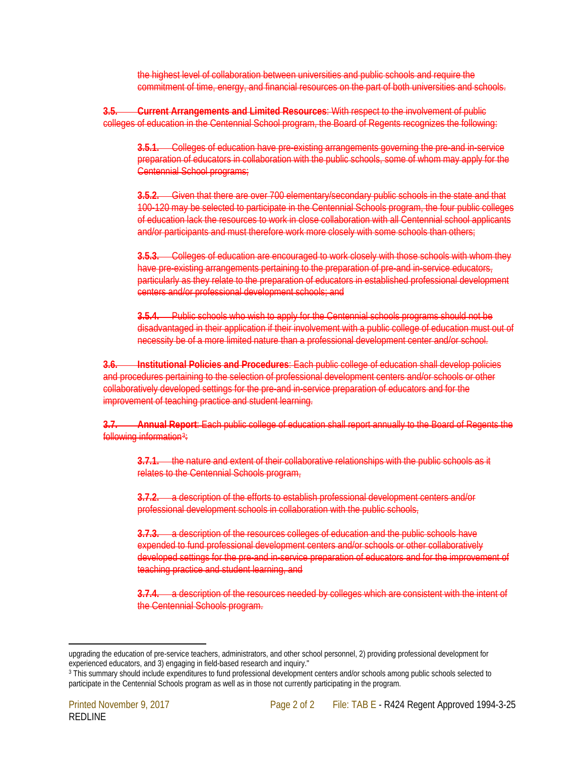~~the highest level of collaboration between universities and public schools and require the commitment of time, energy, and financial resources on the part of both universities and schools.~~

~~**3.5. Current Arrangements and Limited Resources**: With respect to the involvement of public colleges of education in the Centennial School program, the Board of Regents recognizes the following:~~

~~**3.5.1.** Colleges of education have pre-existing arrangements governing the pre-and in-service preparation of educators in collaboration with the public schools, some of whom may apply for the Centennial School programs;~~

~~**3.5.2.** Given that there are over 700 elementary/secondary public schools in the state and that 100-120 may be selected to participate in the Centennial Schools program, the four public colleges of education lack the resources to work in close collaboration with all Centennial school applicants and/or participants and must therefore work more closely with some schools than others;~~

~~**3.5.3.** Colleges of education are encouraged to work closely with those schools with whom they have pre-existing arrangements pertaining to the preparation of pre-and in-service educators, particularly as they relate to the preparation of educators in established professional development centers and/or professional development schools; and~~

~~**3.5.4.** Public schools who wish to apply for the Centennial schools programs should not be disadvantaged in their application if their involvement with a public college of education must out of necessity be of a more limited nature than a professional development center and/or school.~~

~~**3.6. Institutional Policies and Procedures**: Each public college of education shall develop policies and procedures pertaining to the selection of professional development centers and/or schools or other collaboratively developed settings for the pre-and in-service preparation of educators and for the improvement of teaching practice and student learning.~~

~~**3.7. Annual Report**: Each public college of education shall report annually to the Board of Regents the following information[3]:~~

~~**3.7.1.** the nature and extent of their collaborative relationships with the public schools as it relates to the Centennial Schools program,~~

~~**3.7.2.** a description of the efforts to establish professional development centers and/or professional development schools in collaboration with the public schools,~~

~~**3.7.3.** a description of the resources colleges of education and the public schools have expended to fund professional development centers and/or schools or other collaboratively developed settings for the pre-and in-service preparation of educators and for the improvement of teaching practice and student learning, and~~

~~**3.7.4.** a description of the resources needed by colleges which are consistent with the intent of the Centennial Schools program.~~

---

upgrading the education of pre-service teachers, administrators, and other school personnel, 2) providing professional development for experienced educators, and 3) engaging in field-based research and inquiry."

[3] This summary should include expenditures to fund professional development centers and/or schools among public schools selected to participate in the Centennial Schools program as well as in those not currently participating in the program.